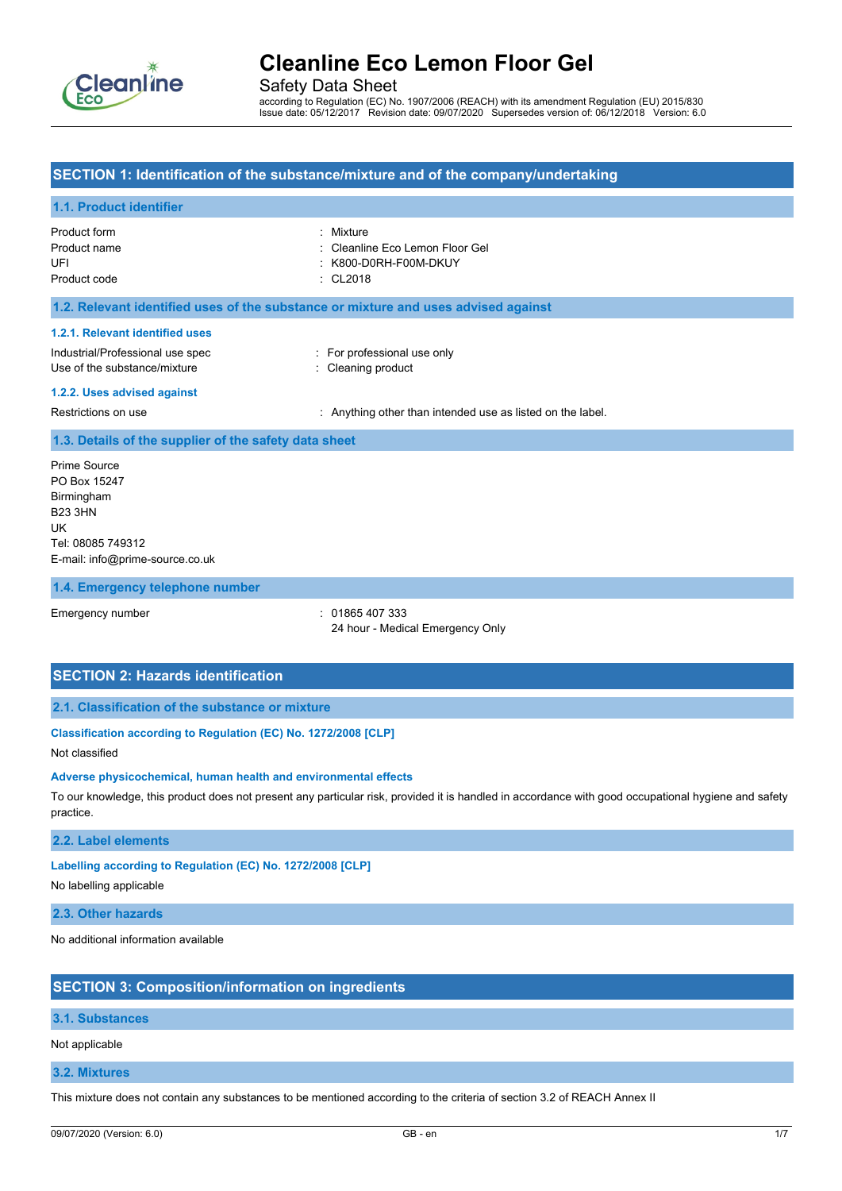# Cleanline Eco Lemon Floor Gel

Safety Data Sheet

according to Regulation (EC) No. 1907/2006 (REACH) with its amendment Regulation (EU) 2015/830
Issue date: 05/12/2017 Revision date: 09/07/2020 Supersedes version of: 06/12/2018 Version: 6.0

## SECTION 1: Identification of the substance/mixture and of the company/undertaking

### 1.1. Product identifier

| | |
|---|---|
| Product form | : Mixture |
| Product name | : Cleanline Eco Lemon Floor Gel |
| UFI | : K800-D0RH-F00M-DKUY |
| Product code | : CL2018 |

### 1.2. Relevant identified uses of the substance or mixture and uses advised against

#### 1.2.1. Relevant identified uses

| | |
|---|---|
| Industrial/Professional use spec | : For professional use only |
| Use of the substance/mixture | : Cleaning product |

#### 1.2.2. Uses advised against

| | |
|---|---|
| Restrictions on use | : Anything other than intended use as listed on the label. |

### 1.3. Details of the supplier of the safety data sheet

Prime Source
PO Box 15247
Birmingham
B23 3HN
UK
Tel: 08085 749312
E-mail: info@prime-source.co.uk

### 1.4. Emergency telephone number

| | |
|---|---|
| Emergency number | : 01865 407 333<br>24 hour - Medical Emergency Only |

## SECTION 2: Hazards identification

### 2.1. Classification of the substance or mixture

#### Classification according to Regulation (EC) No. 1272/2008 [CLP]

Not classified

#### Adverse physicochemical, human health and environmental effects

To our knowledge, this product does not present any particular risk, provided it is handled in accordance with good occupational hygiene and safety practice.

### 2.2. Label elements

#### Labelling according to Regulation (EC) No. 1272/2008 [CLP]

No labelling applicable

### 2.3. Other hazards

No additional information available

## SECTION 3: Composition/information on ingredients

### 3.1. Substances

Not applicable

### 3.2. Mixtures

This mixture does not contain any substances to be mentioned according to the criteria of section 3.2 of REACH Annex II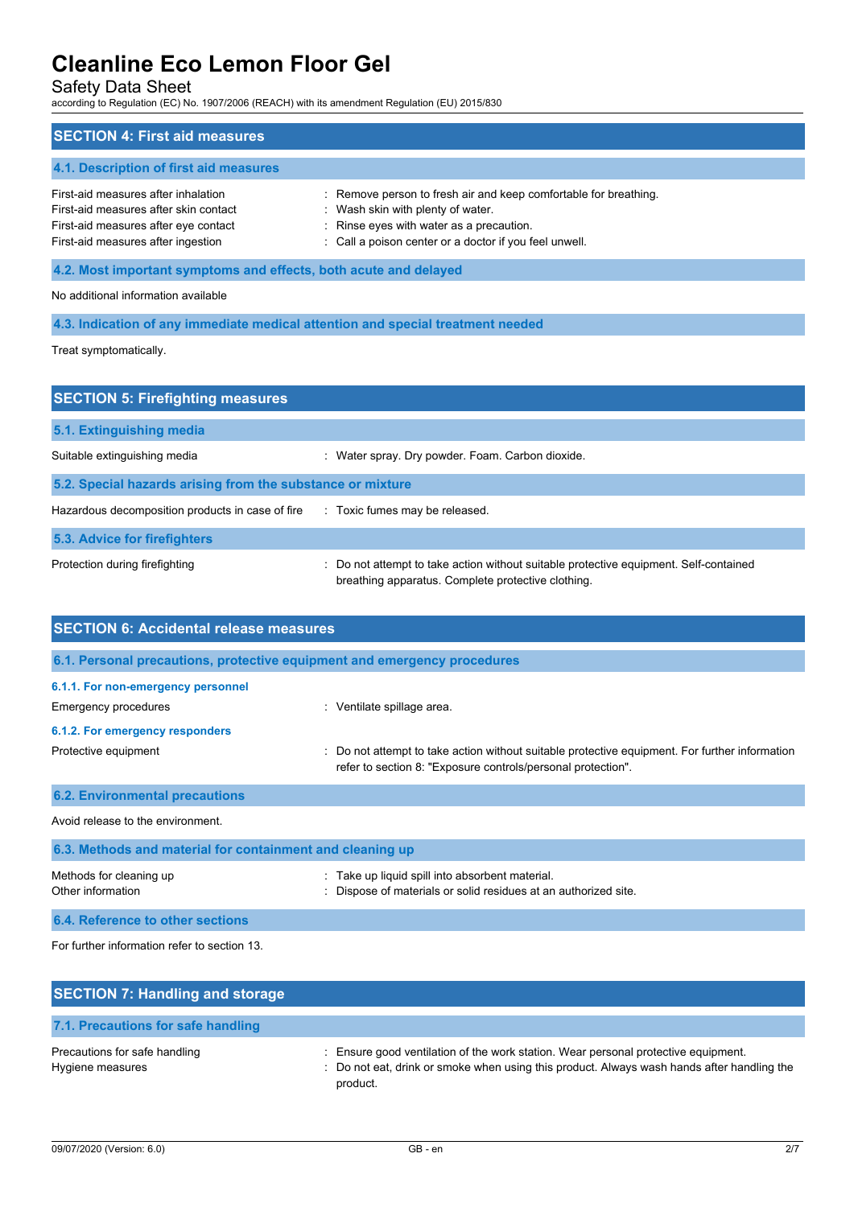## SECTION 4: First aid measures

### 4.1. Description of first aid measures

| | |
|---|---|
| First-aid measures after inhalation | : Remove person to fresh air and keep comfortable for breathing. |
| First-aid measures after skin contact | : Wash skin with plenty of water. |
| First-aid measures after eye contact | : Rinse eyes with water as a precaution. |
| First-aid measures after ingestion | : Call a poison center or a doctor if you feel unwell. |

### 4.2. Most important symptoms and effects, both acute and delayed

No additional information available

### 4.3. Indication of any immediate medical attention and special treatment needed

Treat symptomatically.

## SECTION 5: Firefighting measures

### 5.1. Extinguishing media

| | |
|---|---|
| Suitable extinguishing media | : Water spray. Dry powder. Foam. Carbon dioxide. |

### 5.2. Special hazards arising from the substance or mixture

| | |
|---|---|
| Hazardous decomposition products in case of fire | : Toxic fumes may be released. |

### 5.3. Advice for firefighters

| | |
|---|---|
| Protection during firefighting | : Do not attempt to take action without suitable protective equipment. Self-contained breathing apparatus. Complete protective clothing. |

## SECTION 6: Accidental release measures

### 6.1. Personal precautions, protective equipment and emergency procedures

#### 6.1.1. For non-emergency personnel

| | |
|---|---|
| Emergency procedures | : Ventilate spillage area. |

#### 6.1.2. For emergency responders

| | |
|---|---|
| Protective equipment | : Do not attempt to take action without suitable protective equipment. For further information refer to section 8: "Exposure controls/personal protection". |

### 6.2. Environmental precautions

Avoid release to the environment.

### 6.3. Methods and material for containment and cleaning up

| | |
|---|---|
| Methods for cleaning up | : Take up liquid spill into absorbent material. |
| Other information | : Dispose of materials or solid residues at an authorized site. |

### 6.4. Reference to other sections

For further information refer to section 13.

## SECTION 7: Handling and storage

### 7.1. Precautions for safe handling

| | |
|---|---|
| Precautions for safe handling | : Ensure good ventilation of the work station. Wear personal protective equipment. |
| Hygiene measures | : Do not eat, drink or smoke when using this product. Always wash hands after handling the product. |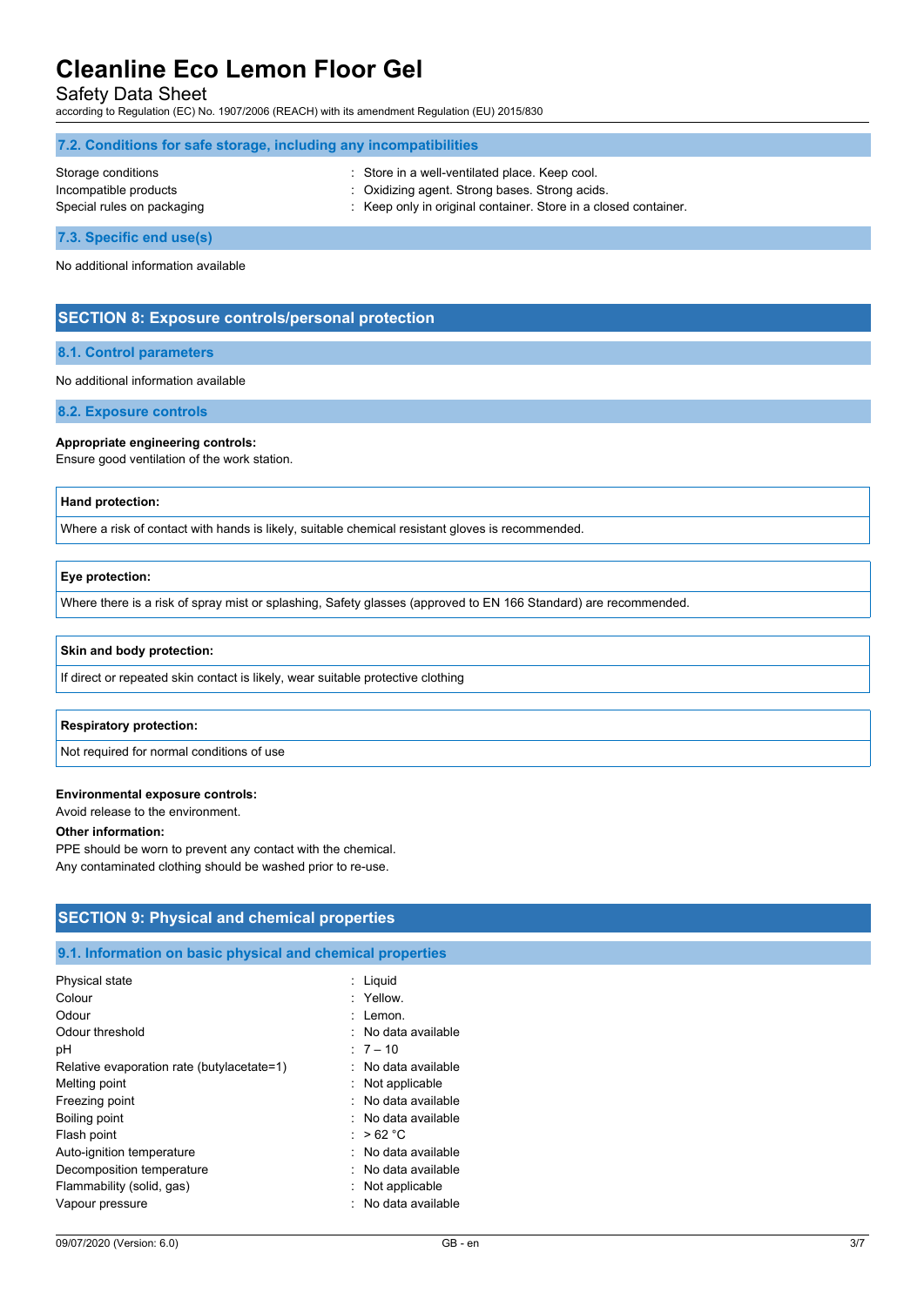### 7.2. Conditions for safe storage, including any incompatibilities

| | |
|---|---|
| Storage conditions | : Store in a well-ventilated place. Keep cool. |
| Incompatible products | : Oxidizing agent. Strong bases. Strong acids. |
| Special rules on packaging | : Keep only in original container. Store in a closed container. |

### 7.3. Specific end use(s)

No additional information available

## SECTION 8: Exposure controls/personal protection

### 8.1. Control parameters

No additional information available

### 8.2. Exposure controls

**Appropriate engineering controls:**
Ensure good ventilation of the work station.

| **Hand protection:** |
|---|
| Where a risk of contact with hands is likely, suitable chemical resistant gloves is recommended. |

| **Eye protection:** |
|---|
| Where there is a risk of spray mist or splashing, Safety glasses (approved to EN 166 Standard) are recommended. |

| **Skin and body protection:** |
|---|
| If direct or repeated skin contact is likely, wear suitable protective clothing |

| **Respiratory protection:** |
|---|
| Not required for normal conditions of use |

**Environmental exposure controls:**
Avoid release to the environment.

**Other information:**
PPE should be worn to prevent any contact with the chemical.
Any contaminated clothing should be washed prior to re-use.

## SECTION 9: Physical and chemical properties

### 9.1. Information on basic physical and chemical properties

| | |
|---|---|
| Physical state | : Liquid |
| Colour | : Yellow. |
| Odour | : Lemon. |
| Odour threshold | : No data available |
| pH | : 7 – 10 |
| Relative evaporation rate (butylacetate=1) | : No data available |
| Melting point | : Not applicable |
| Freezing point | : No data available |
| Boiling point | : No data available |
| Flash point | : > 62 °C |
| Auto-ignition temperature | : No data available |
| Decomposition temperature | : No data available |
| Flammability (solid, gas) | : Not applicable |
| Vapour pressure | : No data available |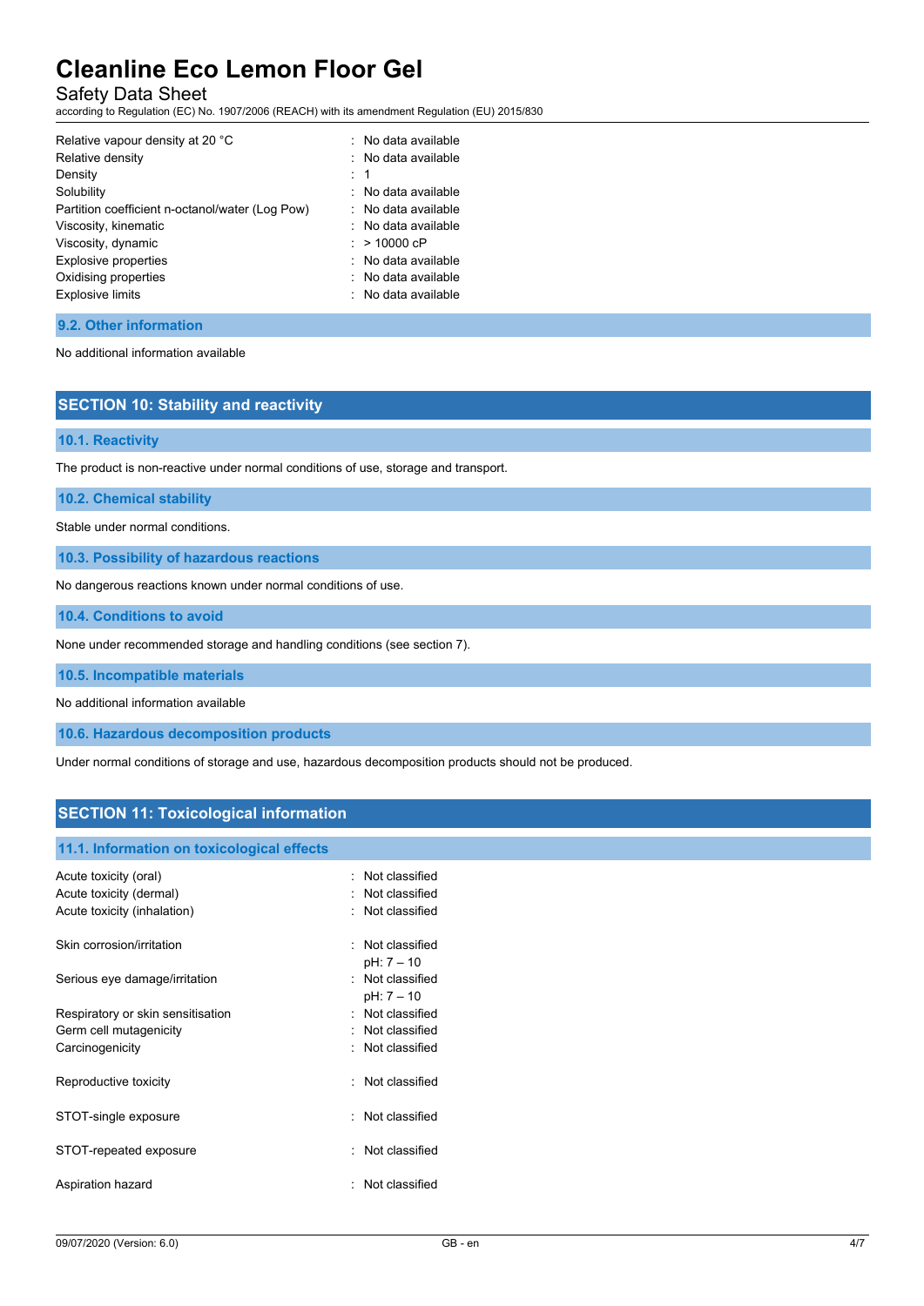| | |
|---|---|
| Relative vapour density at 20 °C | : No data available |
| Relative density | : No data available |
| Density | : 1 |
| Solubility | : No data available |
| Partition coefficient n-octanol/water (Log Pow) | : No data available |
| Viscosity, kinematic | : No data available |
| Viscosity, dynamic | : > 10000 cP |
| Explosive properties | : No data available |
| Oxidising properties | : No data available |
| Explosive limits | : No data available |

### 9.2. Other information

No additional information available

## SECTION 10: Stability and reactivity

### 10.1. Reactivity

The product is non-reactive under normal conditions of use, storage and transport.

### 10.2. Chemical stability

Stable under normal conditions.

### 10.3. Possibility of hazardous reactions

No dangerous reactions known under normal conditions of use.

### 10.4. Conditions to avoid

None under recommended storage and handling conditions (see section 7).

### 10.5. Incompatible materials

No additional information available

### 10.6. Hazardous decomposition products

Under normal conditions of storage and use, hazardous decomposition products should not be produced.

## SECTION 11: Toxicological information

### 11.1. Information on toxicological effects

| | |
|---|---|
| Acute toxicity (oral) | : Not classified |
| Acute toxicity (dermal) | : Not classified |
| Acute toxicity (inhalation) | : Not classified |
| Skin corrosion/irritation | : Not classified<br>pH: 7 – 10 |
| Serious eye damage/irritation | : Not classified<br>pH: 7 – 10 |
| Respiratory or skin sensitisation | : Not classified |
| Germ cell mutagenicity | : Not classified |
| Carcinogenicity | : Not classified |
| Reproductive toxicity | : Not classified |
| STOT-single exposure | : Not classified |
| STOT-repeated exposure | : Not classified |
| Aspiration hazard | : Not classified |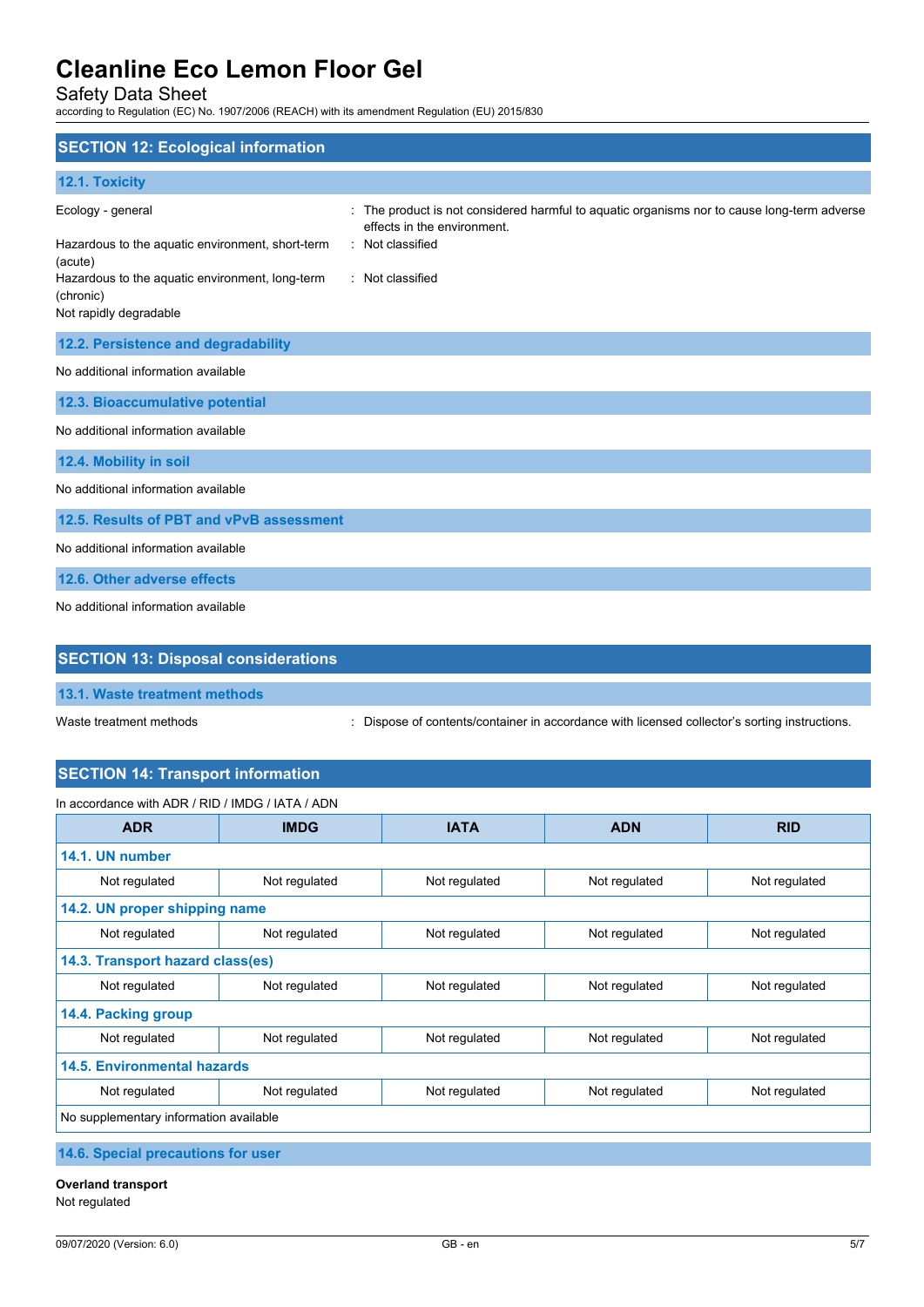## SECTION 12: Ecological information

### 12.1. Toxicity

| | |
|---|---|
| Ecology - general | : The product is not considered harmful to aquatic organisms nor to cause long-term adverse effects in the environment. |
| Hazardous to the aquatic environment, short-term (acute) | : Not classified |
| Hazardous to the aquatic environment, long-term (chronic) | : Not classified |

Not rapidly degradable

### 12.2. Persistence and degradability

No additional information available

### 12.3. Bioaccumulative potential

No additional information available

### 12.4. Mobility in soil

No additional information available

### 12.5. Results of PBT and vPvB assessment

No additional information available

### 12.6. Other adverse effects

No additional information available

## SECTION 13: Disposal considerations

### 13.1. Waste treatment methods

| | |
|---|---|
| Waste treatment methods | : Dispose of contents/container in accordance with licensed collector's sorting instructions. |

## SECTION 14: Transport information

In accordance with ADR / RID / IMDG / IATA / ADN

| ADR | IMDG | IATA | ADN | RID |
|---|---|---|---|---|
| **14.1. UN number** | | | | |
| Not regulated | Not regulated | Not regulated | Not regulated | Not regulated |
| **14.2. UN proper shipping name** | | | | |
| Not regulated | Not regulated | Not regulated | Not regulated | Not regulated |
| **14.3. Transport hazard class(es)** | | | | |
| Not regulated | Not regulated | Not regulated | Not regulated | Not regulated |
| **14.4. Packing group** | | | | |
| Not regulated | Not regulated | Not regulated | Not regulated | Not regulated |
| **14.5. Environmental hazards** | | | | |
| Not regulated | Not regulated | Not regulated | Not regulated | Not regulated |
| No supplementary information available | | | | |

### 14.6. Special precautions for user

**Overland transport**

Not regulated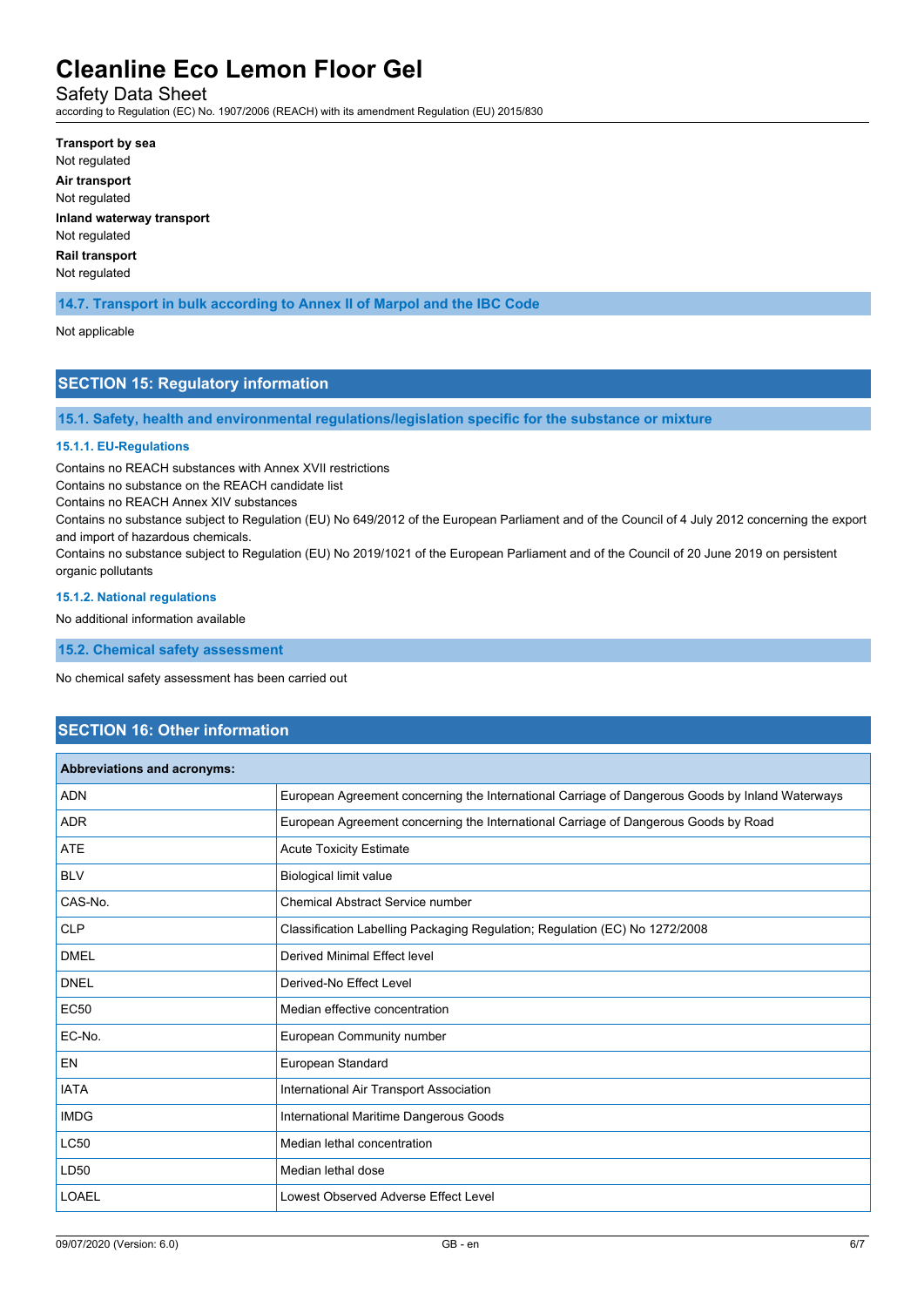**Transport by sea**

Not regulated

**Air transport**

Not regulated

**Inland waterway transport**

Not regulated

**Rail transport**

Not regulated

### 14.7. Transport in bulk according to Annex II of Marpol and the IBC Code

Not applicable

## SECTION 15: Regulatory information

### 15.1. Safety, health and environmental regulations/legislation specific for the substance or mixture

#### 15.1.1. EU-Regulations

Contains no REACH substances with Annex XVII restrictions
Contains no substance on the REACH candidate list
Contains no REACH Annex XIV substances
Contains no substance subject to Regulation (EU) No 649/2012 of the European Parliament and of the Council of 4 July 2012 concerning the export and import of hazardous chemicals.
Contains no substance subject to Regulation (EU) No 2019/1021 of the European Parliament and of the Council of 20 June 2019 on persistent organic pollutants

#### 15.1.2. National regulations

No additional information available

### 15.2. Chemical safety assessment

No chemical safety assessment has been carried out

## SECTION 16: Other information

| Abbreviations and acronyms: | |
|---|---|
| ADN | European Agreement concerning the International Carriage of Dangerous Goods by Inland Waterways |
| ADR | European Agreement concerning the International Carriage of Dangerous Goods by Road |
| ATE | Acute Toxicity Estimate |
| BLV | Biological limit value |
| CAS-No. | Chemical Abstract Service number |
| CLP | Classification Labelling Packaging Regulation; Regulation (EC) No 1272/2008 |
| DMEL | Derived Minimal Effect level |
| DNEL | Derived-No Effect Level |
| EC50 | Median effective concentration |
| EC-No. | European Community number |
| EN | European Standard |
| IATA | International Air Transport Association |
| IMDG | International Maritime Dangerous Goods |
| LC50 | Median lethal concentration |
| LD50 | Median lethal dose |
| LOAEL | Lowest Observed Adverse Effect Level |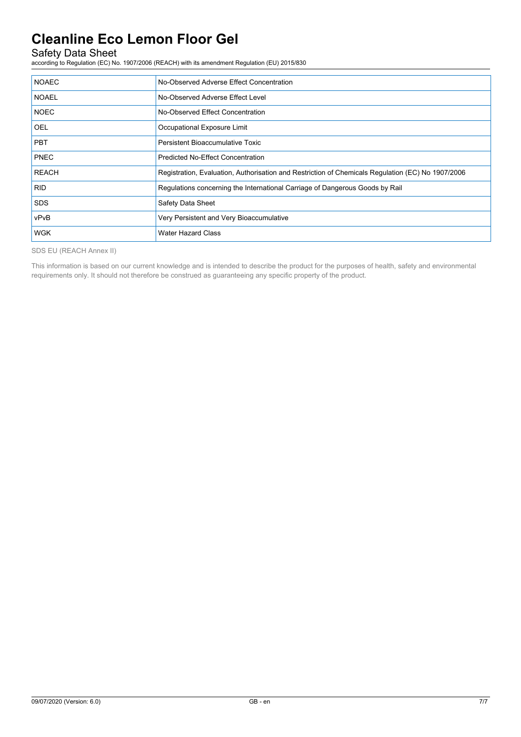| | |
|---|---|
| NOAEC | No-Observed Adverse Effect Concentration |
| NOAEL | No-Observed Adverse Effect Level |
| NOEC | No-Observed Effect Concentration |
| OEL | Occupational Exposure Limit |
| PBT | Persistent Bioaccumulative Toxic |
| PNEC | Predicted No-Effect Concentration |
| REACH | Registration, Evaluation, Authorisation and Restriction of Chemicals Regulation (EC) No 1907/2006 |
| RID | Regulations concerning the International Carriage of Dangerous Goods by Rail |
| SDS | Safety Data Sheet |
| vPvB | Very Persistent and Very Bioaccumulative |
| WGK | Water Hazard Class |

SDS EU (REACH Annex II)

This information is based on our current knowledge and is intended to describe the product for the purposes of health, safety and environmental requirements only. It should not therefore be construed as guaranteeing any specific property of the product.